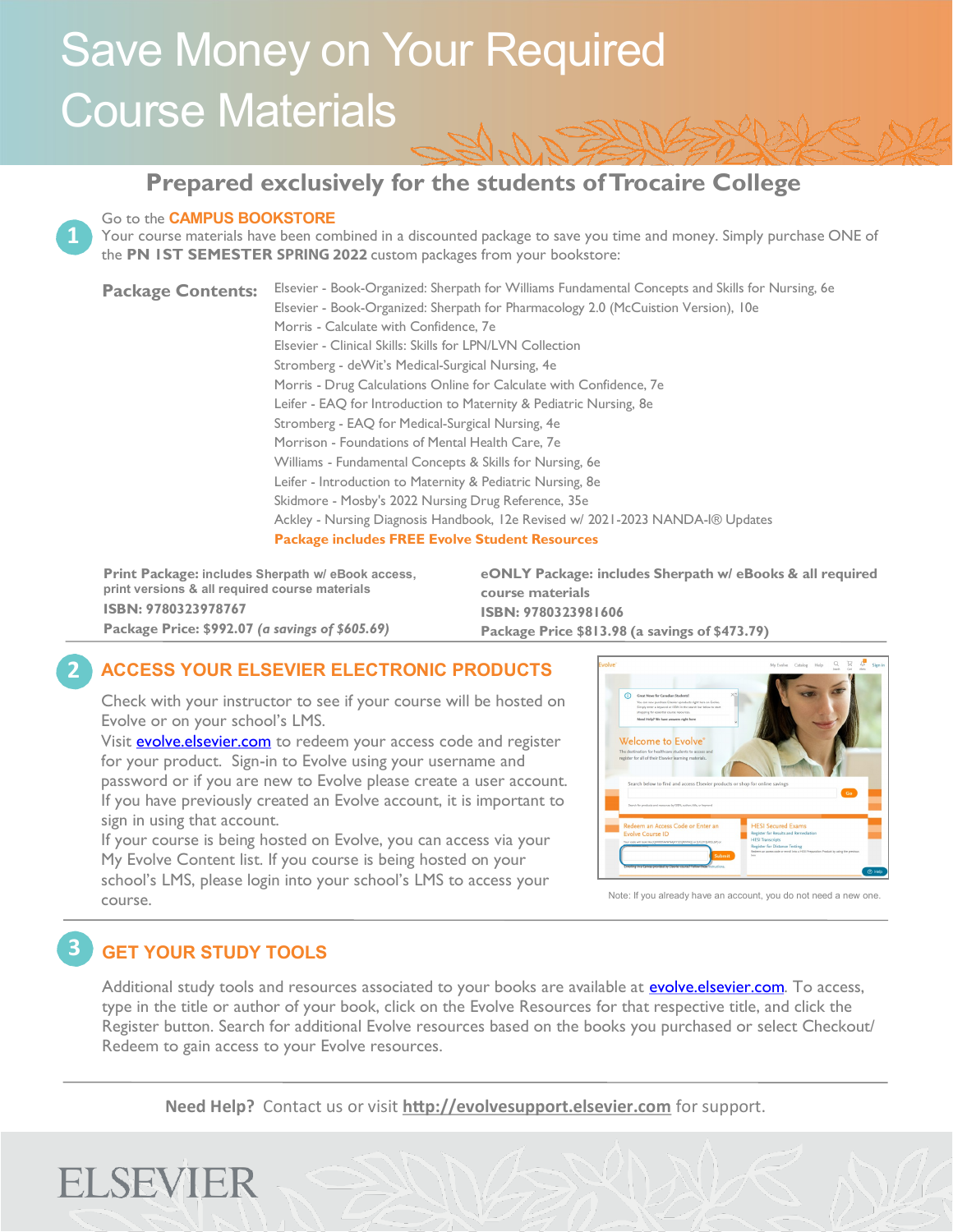# Save Money on Your Required Course Materials

## Prepared exclusively for the students of Trocaire College

### 1 Go to the CAMPUS BOOKSTORE

Your course materials have been combined in a discounted package to save you time and money. Simply purchase ONE of the **PN 1ST SEMESTER SPRING 2022** custom packages from your bookstore:

**Package Contents:**

- Elsevier - Book-Organized: Sherpath for Williams Fundamental Concepts and Skills for Nursing, 6e
- Elsevier - Book-Organized: Sherpath for Pharmacology 2.0 (McCuistion Version), 10e
- Morris - Calculate with Confidence, 7e
- Elsevier - Clinical Skills: Skills for LPN/LVN Collection
- Stromberg - deWit's Medical-Surgical Nursing, 4e
- Morris - Drug Calculations Online for Calculate with Confidence, 7e
- Leifer - EAQ for Introduction to Maternity & Pediatric Nursing, 8e
- Stromberg - EAQ for Medical-Surgical Nursing, 4e
- Morrison - Foundations of Mental Health Care, 7e
- Williams - Fundamental Concepts & Skills for Nursing, 6e
- Leifer - Introduction to Maternity & Pediatric Nursing, 8e
- Skidmore - Mosby's 2022 Nursing Drug Reference, 35e
- Ackley - Nursing Diagnosis Handbook, 12e Revised w/ 2021-2023 NANDA-I® Updates

**Package includes FREE Evolve Student Resources**

**Print Package:** includes Sherpath w/ eBook access, print versions & all required course materials
**ISBN: 9780323978767**
**Package Price: $992.07** ***(a savings of $605.69)***

**eONLY Package:** includes Sherpath w/ eBooks & all required course materials
**ISBN: 9780323981606**
**Package Price $813.98 (a savings of $473.79)**

### 2 ACCESS YOUR ELSEVIER ELECTRONIC PRODUCTS

Check with your instructor to see if your course will be hosted on Evolve or on your school's LMS.

Visit evolve.elsevier.com to redeem your access code and register for your product. Sign-in to Evolve using your username and password or if you are new to Evolve please create a user account. If you have previously created an Evolve account, it is important to sign in using that account.

If your course is being hosted on Evolve, you can access via your My Evolve Content list. If you course is being hosted on your school's LMS, please login into your school's LMS to access your course.

Note: If you already have an account, you do not need a new one.

### 3 GET YOUR STUDY TOOLS

Additional study tools and resources associated to your books are available at evolve.elsevier.com. To access, type in the title or author of your book, click on the Evolve Resources for that respective title, and click the Register button. Search for additional Evolve resources based on the books you purchased or select Checkout/ Redeem to gain access to your Evolve resources.

**Need Help?** Contact us or visit **http://evolvesupport.elsevier.com** for support.

ELSEVIER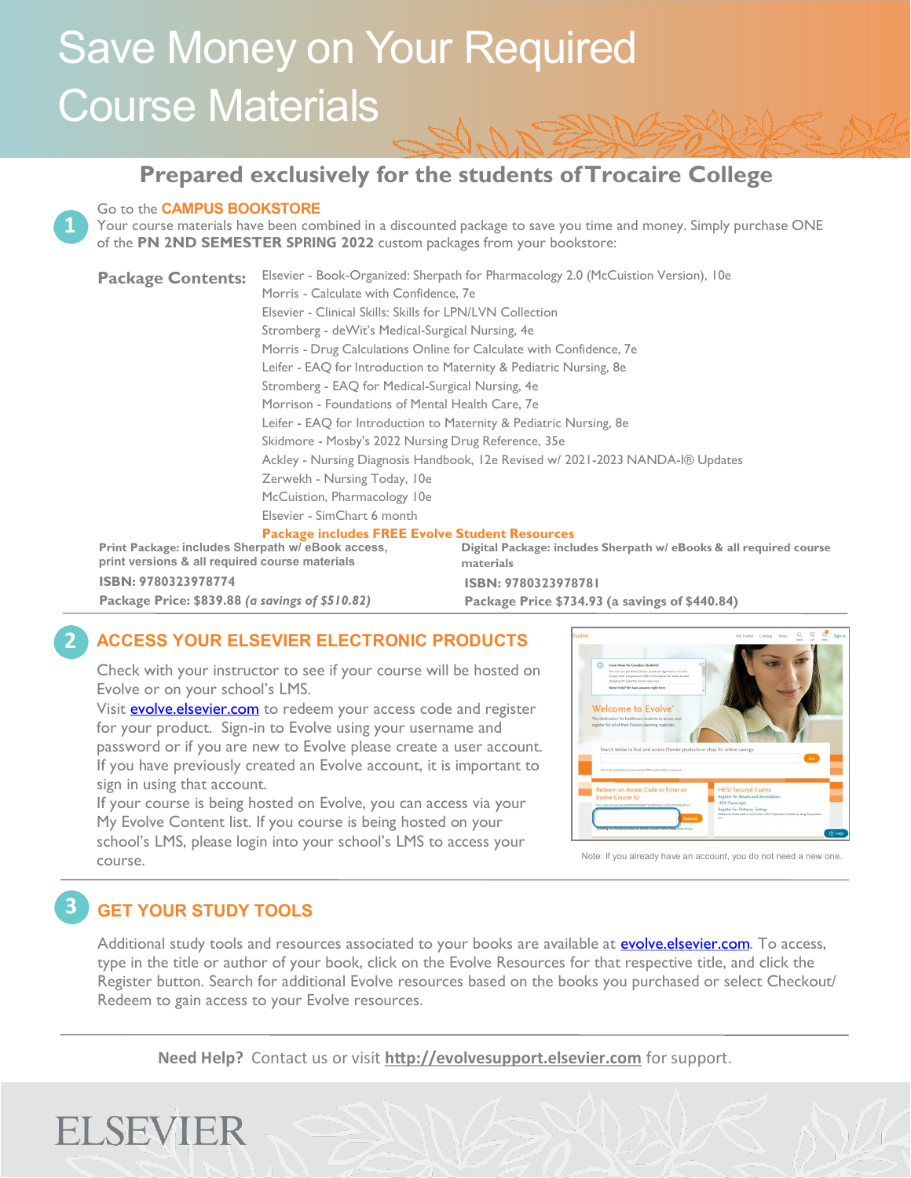# Save Money on Your Required Course Materials

## Prepared exclusively for the students of Trocaire College

**1** Go to the **CAMPUS BOOKSTORE**

Your course materials have been combined in a discounted package to save you time and money. Simply purchase ONE of the **PN 2ND SEMESTER SPRING 2022** custom packages from your bookstore:

**Package Contents:**

- Elsevier - Book-Organized: Sherpath for Pharmacology 2.0 (McCuistion Version), 10e
- Morris - Calculate with Confidence, 7e
- Elsevier - Clinical Skills: Skills for LPN/LVN Collection
- Stromberg - deWit's Medical-Surgical Nursing, 4e
- Morris - Drug Calculations Online for Calculate with Confidence, 7e
- Leifer - EAQ for Introduction to Maternity & Pediatric Nursing, 8e
- Stromberg - EAQ for Medical-Surgical Nursing, 4e
- Morrison - Foundations of Mental Health Care, 7e
- Leifer - EAQ for Introduction to Maternity & Pediatric Nursing, 8e
- Skidmore - Mosby's 2022 Nursing Drug Reference, 35e
- Ackley - Nursing Diagnosis Handbook, 12e Revised w/ 2021-2023 NANDA-I® Updates
- Zerwekh - Nursing Today, 10e
- McCuistion, Pharmacology 10e
- Elsevier - SimChart 6 month

**Package includes FREE Evolve Student Resources**

**Print Package: includes Sherpath w/ eBook access, print versions & all required course materials**
**ISBN: 9780323978774**
**Package Price: $839.88 *(a savings of $510.82)***

**Digital Package: includes Sherpath w/ eBooks & all required course materials**
**ISBN: 9780323978781**
**Package Price $734.93 (a savings of $440.84)**

## 2 ACCESS YOUR ELSEVIER ELECTRONIC PRODUCTS

Check with your instructor to see if your course will be hosted on Evolve or on your school's LMS.

Visit evolve.elsevier.com to redeem your access code and register for your product. Sign-in to Evolve using your username and password or if you are new to Evolve please create a user account. If you have previously created an Evolve account, it is important to sign in using that account.

If your course is being hosted on Evolve, you can access via your My Evolve Content list. If you course is being hosted on your school's LMS, please login into your school's LMS to access your course.

Note: If you already have an account, you do not need a new one.

## 3 GET YOUR STUDY TOOLS

Additional study tools and resources associated to your books are available at evolve.elsevier.com. To access, type in the title or author of your book, click on the Evolve Resources for that respective title, and click the Register button. Search for additional Evolve resources based on the books you purchased or select Checkout/ Redeem to gain access to your Evolve resources.

**Need Help?** Contact us or visit **http://evolvesupport.elsevier.com** for support.

ELSEVIER